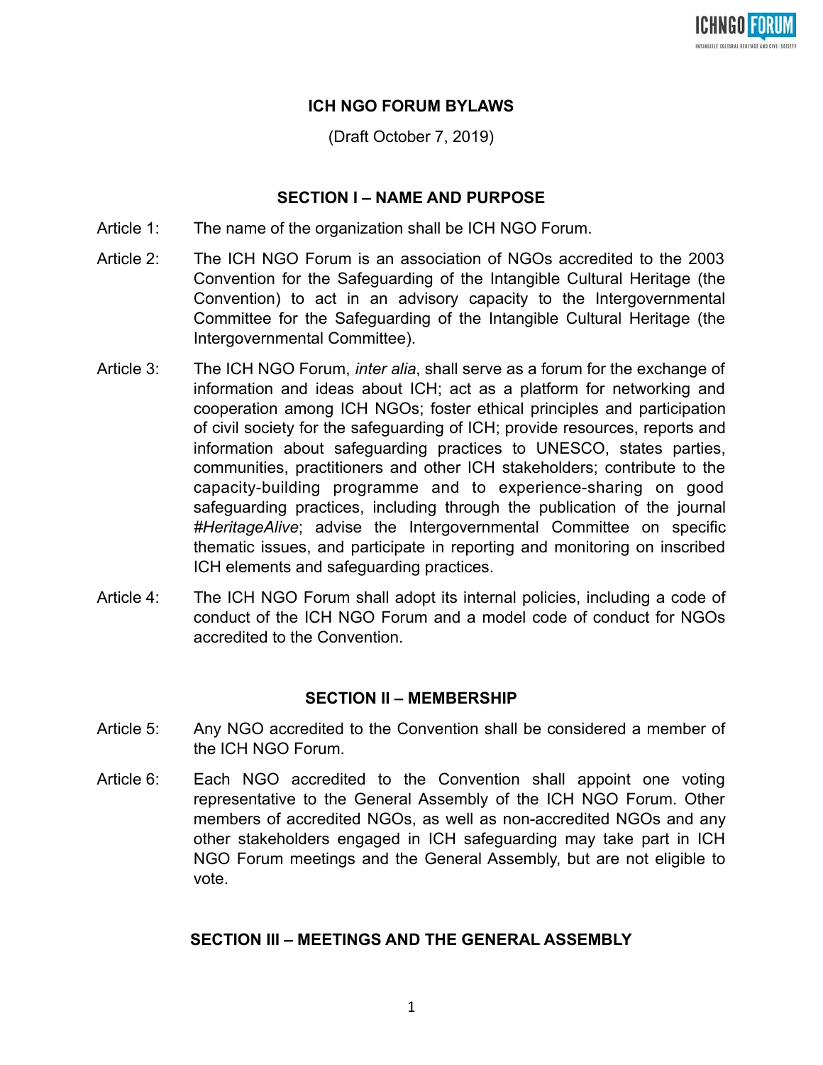# ICH NGO FORUM BYLAWS

(Draft October 7, 2019)

## SECTION I – NAME AND PURPOSE

Article 1: The name of the organization shall be ICH NGO Forum.

Article 2: The ICH NGO Forum is an association of NGOs accredited to the 2003 Convention for the Safeguarding of the Intangible Cultural Heritage (the Convention) to act in an advisory capacity to the Intergovernmental Committee for the Safeguarding of the Intangible Cultural Heritage (the Intergovernmental Committee).

Article 3: The ICH NGO Forum, *inter alia*, shall serve as a forum for the exchange of information and ideas about ICH; act as a platform for networking and cooperation among ICH NGOs; foster ethical principles and participation of civil society for the safeguarding of ICH; provide resources, reports and information about safeguarding practices to UNESCO, states parties, communities, practitioners and other ICH stakeholders; contribute to the capacity-building programme and to experience-sharing on good safeguarding practices, including through the publication of the journal *#HeritageAlive*; advise the Intergovernmental Committee on specific thematic issues, and participate in reporting and monitoring on inscribed ICH elements and safeguarding practices.

Article 4: The ICH NGO Forum shall adopt its internal policies, including a code of conduct of the ICH NGO Forum and a model code of conduct for NGOs accredited to the Convention.

## SECTION II – MEMBERSHIP

Article 5: Any NGO accredited to the Convention shall be considered a member of the ICH NGO Forum.

Article 6: Each NGO accredited to the Convention shall appoint one voting representative to the General Assembly of the ICH NGO Forum. Other members of accredited NGOs, as well as non-accredited NGOs and any other stakeholders engaged in ICH safeguarding may take part in ICH NGO Forum meetings and the General Assembly, but are not eligible to vote.

## SECTION III – MEETINGS AND THE GENERAL ASSEMBLY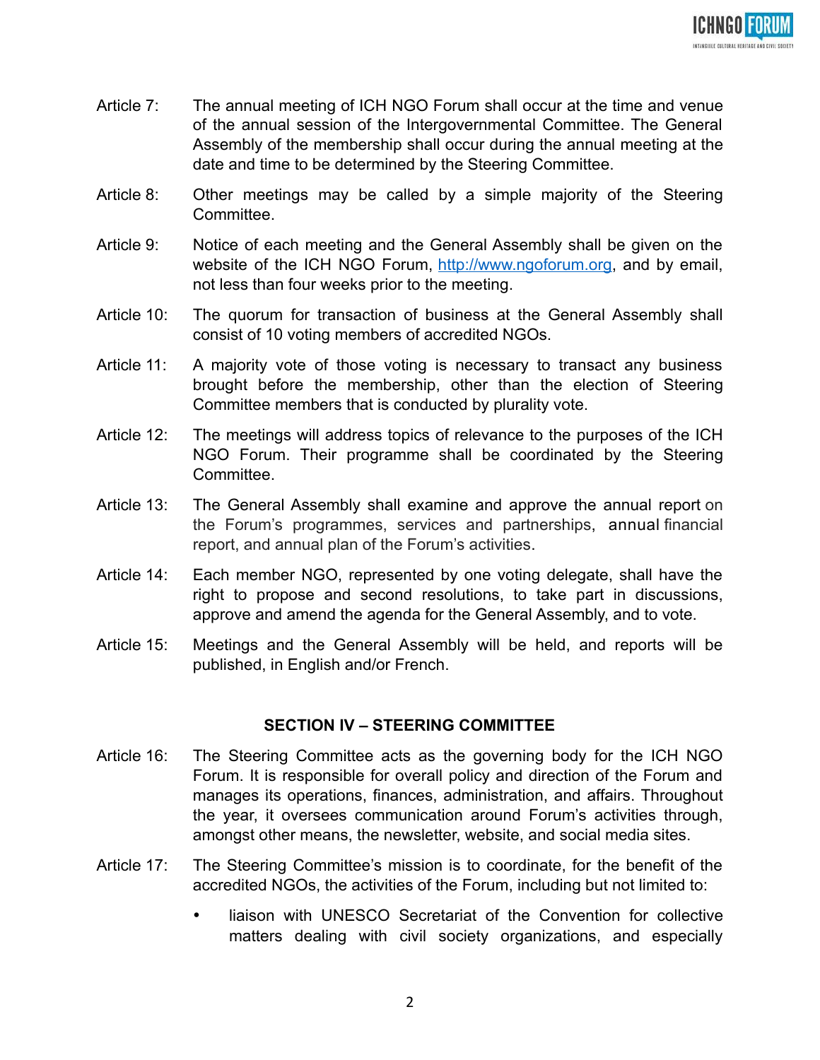Article 7: The annual meeting of ICH NGO Forum shall occur at the time and venue of the annual session of the Intergovernmental Committee. The General Assembly of the membership shall occur during the annual meeting at the date and time to be determined by the Steering Committee.

Article 8: Other meetings may be called by a simple majority of the Steering Committee.

Article 9: Notice of each meeting and the General Assembly shall be given on the website of the ICH NGO Forum, [http://www.ngoforum.org](http://www.ngoforum.org), and by email, not less than four weeks prior to the meeting.

Article 10: The quorum for transaction of business at the General Assembly shall consist of 10 voting members of accredited NGOs.

Article 11: A majority vote of those voting is necessary to transact any business brought before the membership, other than the election of Steering Committee members that is conducted by plurality vote.

Article 12: The meetings will address topics of relevance to the purposes of the ICH NGO Forum. Their programme shall be coordinated by the Steering Committee.

Article 13: The General Assembly shall examine and approve the annual report on the Forum's programmes, services and partnerships, annual financial report, and annual plan of the Forum's activities.

Article 14: Each member NGO, represented by one voting delegate, shall have the right to propose and second resolutions, to take part in discussions, approve and amend the agenda for the General Assembly, and to vote.

Article 15: Meetings and the General Assembly will be held, and reports will be published, in English and/or French.

## SECTION IV – STEERING COMMITTEE

Article 16: The Steering Committee acts as the governing body for the ICH NGO Forum. It is responsible for overall policy and direction of the Forum and manages its operations, finances, administration, and affairs. Throughout the year, it oversees communication around Forum's activities through, amongst other means, the newsletter, website, and social media sites.

Article 17: The Steering Committee's mission is to coordinate, for the benefit of the accredited NGOs, the activities of the Forum, including but not limited to:

- liaison with UNESCO Secretariat of the Convention for collective matters dealing with civil society organizations, and especially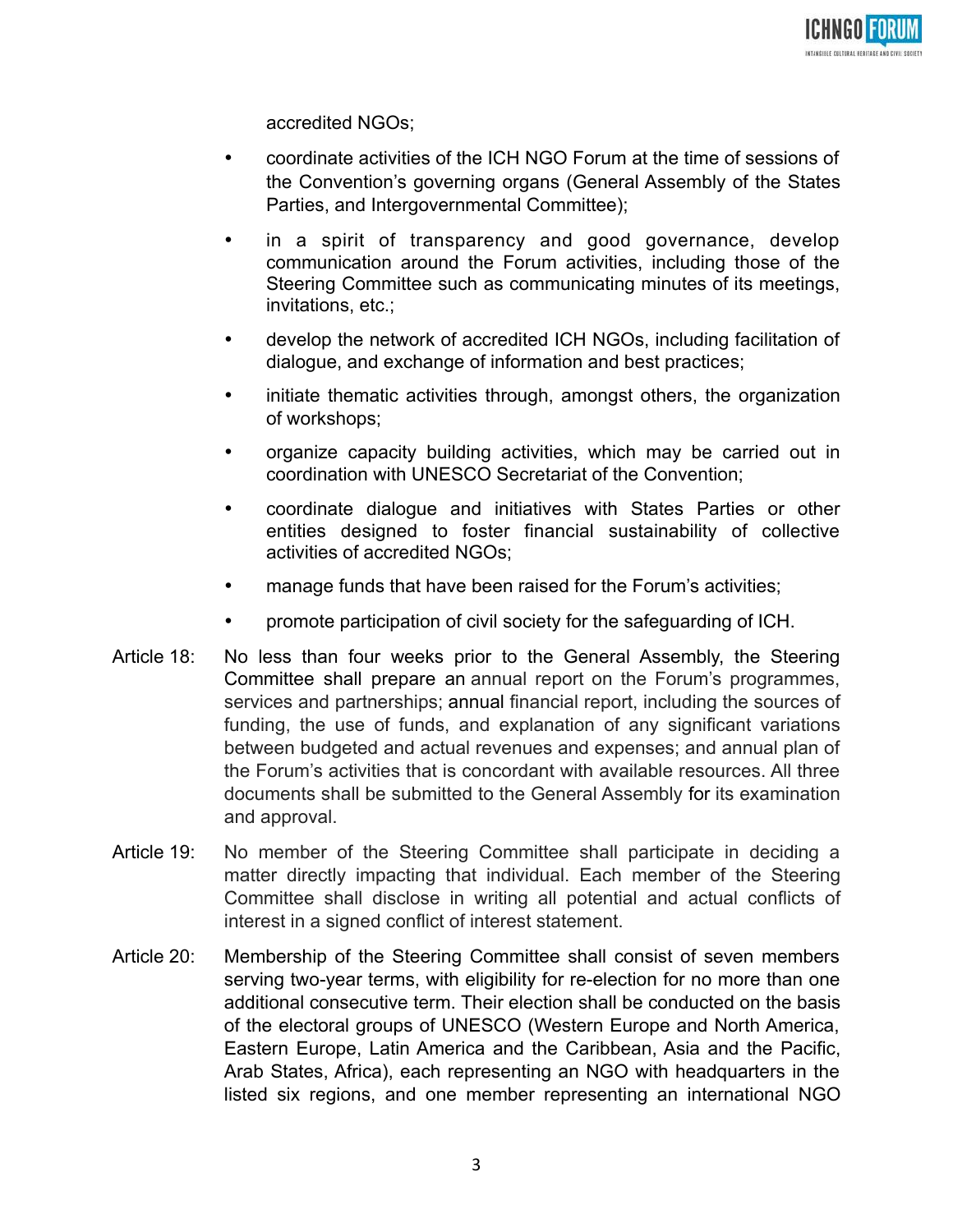accredited NGOs;

- coordinate activities of the ICH NGO Forum at the time of sessions of the Convention's governing organs (General Assembly of the States Parties, and Intergovernmental Committee);
- in a spirit of transparency and good governance, develop communication around the Forum activities, including those of the Steering Committee such as communicating minutes of its meetings, invitations, etc.;
- develop the network of accredited ICH NGOs, including facilitation of dialogue, and exchange of information and best practices;
- initiate thematic activities through, amongst others, the organization of workshops;
- organize capacity building activities, which may be carried out in coordination with UNESCO Secretariat of the Convention;
- coordinate dialogue and initiatives with States Parties or other entities designed to foster financial sustainability of collective activities of accredited NGOs;
- manage funds that have been raised for the Forum's activities;
- promote participation of civil society for the safeguarding of ICH.

Article 18: No less than four weeks prior to the General Assembly, the Steering Committee shall prepare an annual report on the Forum's programmes, services and partnerships; annual financial report, including the sources of funding, the use of funds, and explanation of any significant variations between budgeted and actual revenues and expenses; and annual plan of the Forum's activities that is concordant with available resources. All three documents shall be submitted to the General Assembly for its examination and approval.

Article 19: No member of the Steering Committee shall participate in deciding a matter directly impacting that individual. Each member of the Steering Committee shall disclose in writing all potential and actual conflicts of interest in a signed conflict of interest statement.

Article 20: Membership of the Steering Committee shall consist of seven members serving two-year terms, with eligibility for re-election for no more than one additional consecutive term. Their election shall be conducted on the basis of the electoral groups of UNESCO (Western Europe and North America, Eastern Europe, Latin America and the Caribbean, Asia and the Pacific, Arab States, Africa), each representing an NGO with headquarters in the listed six regions, and one member representing an international NGO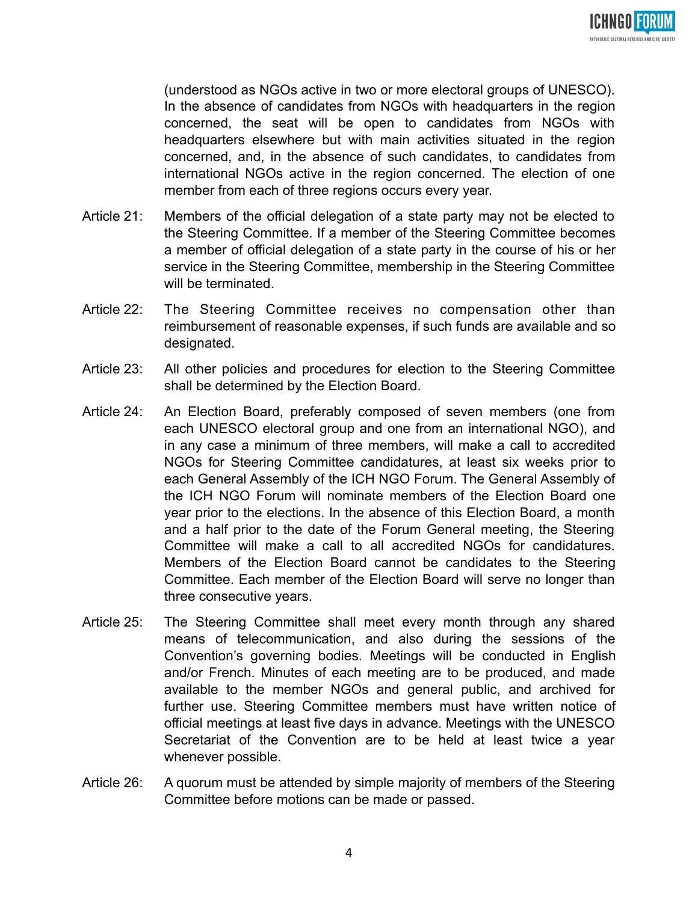(understood as NGOs active in two or more electoral groups of UNESCO). In the absence of candidates from NGOs with headquarters in the region concerned, the seat will be open to candidates from NGOs with headquarters elsewhere but with main activities situated in the region concerned, and, in the absence of such candidates, to candidates from international NGOs active in the region concerned. The election of one member from each of three regions occurs every year.

Article 21: Members of the official delegation of a state party may not be elected to the Steering Committee. If a member of the Steering Committee becomes a member of official delegation of a state party in the course of his or her service in the Steering Committee, membership in the Steering Committee will be terminated.

Article 22: The Steering Committee receives no compensation other than reimbursement of reasonable expenses, if such funds are available and so designated.

Article 23: All other policies and procedures for election to the Steering Committee shall be determined by the Election Board.

Article 24: An Election Board, preferably composed of seven members (one from each UNESCO electoral group and one from an international NGO), and in any case a minimum of three members, will make a call to accredited NGOs for Steering Committee candidatures, at least six weeks prior to each General Assembly of the ICH NGO Forum. The General Assembly of the ICH NGO Forum will nominate members of the Election Board one year prior to the elections. In the absence of this Election Board, a month and a half prior to the date of the Forum General meeting, the Steering Committee will make a call to all accredited NGOs for candidatures. Members of the Election Board cannot be candidates to the Steering Committee. Each member of the Election Board will serve no longer than three consecutive years.

Article 25: The Steering Committee shall meet every month through any shared means of telecommunication, and also during the sessions of the Convention's governing bodies. Meetings will be conducted in English and/or French. Minutes of each meeting are to be produced, and made available to the member NGOs and general public, and archived for further use. Steering Committee members must have written notice of official meetings at least five days in advance. Meetings with the UNESCO Secretariat of the Convention are to be held at least twice a year whenever possible.

Article 26: A quorum must be attended by simple majority of members of the Steering Committee before motions can be made or passed.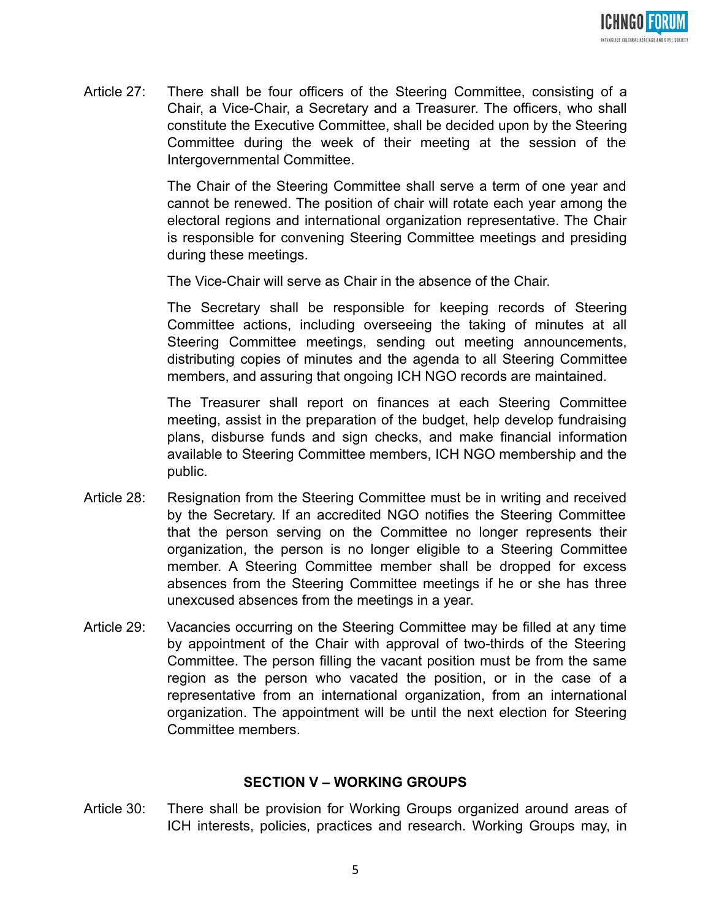Article 27: There shall be four officers of the Steering Committee, consisting of a Chair, a Vice-Chair, a Secretary and a Treasurer. The officers, who shall constitute the Executive Committee, shall be decided upon by the Steering Committee during the week of their meeting at the session of the Intergovernmental Committee.

The Chair of the Steering Committee shall serve a term of one year and cannot be renewed. The position of chair will rotate each year among the electoral regions and international organization representative. The Chair is responsible for convening Steering Committee meetings and presiding during these meetings.

The Vice-Chair will serve as Chair in the absence of the Chair.

The Secretary shall be responsible for keeping records of Steering Committee actions, including overseeing the taking of minutes at all Steering Committee meetings, sending out meeting announcements, distributing copies of minutes and the agenda to all Steering Committee members, and assuring that ongoing ICH NGO records are maintained.

The Treasurer shall report on finances at each Steering Committee meeting, assist in the preparation of the budget, help develop fundraising plans, disburse funds and sign checks, and make financial information available to Steering Committee members, ICH NGO membership and the public.

Article 28: Resignation from the Steering Committee must be in writing and received by the Secretary. If an accredited NGO notifies the Steering Committee that the person serving on the Committee no longer represents their organization, the person is no longer eligible to a Steering Committee member. A Steering Committee member shall be dropped for excess absences from the Steering Committee meetings if he or she has three unexcused absences from the meetings in a year.

Article 29: Vacancies occurring on the Steering Committee may be filled at any time by appointment of the Chair with approval of two-thirds of the Steering Committee. The person filling the vacant position must be from the same region as the person who vacated the position, or in the case of a representative from an international organization, from an international organization. The appointment will be until the next election for Steering Committee members.

## SECTION V – WORKING GROUPS

Article 30: There shall be provision for Working Groups organized around areas of ICH interests, policies, practices and research. Working Groups may, in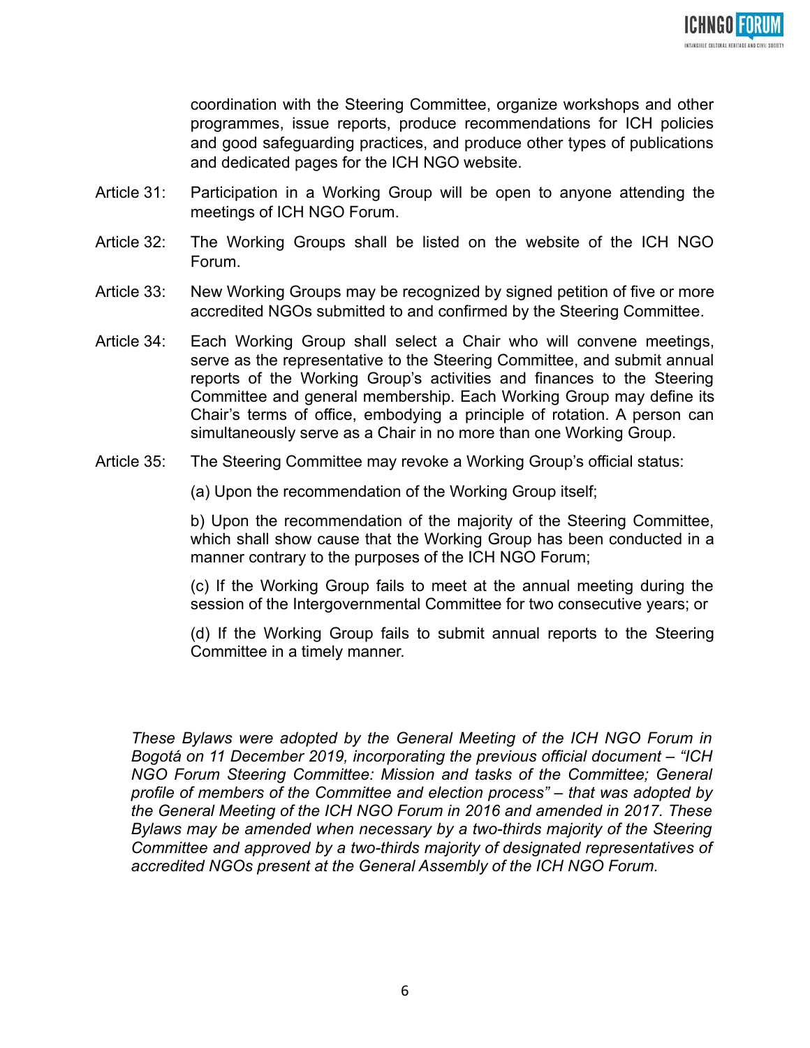coordination with the Steering Committee, organize workshops and other programmes, issue reports, produce recommendations for ICH policies and good safeguarding practices, and produce other types of publications and dedicated pages for the ICH NGO website.

Article 31: Participation in a Working Group will be open to anyone attending the meetings of ICH NGO Forum.

Article 32: The Working Groups shall be listed on the website of the ICH NGO Forum.

Article 33: New Working Groups may be recognized by signed petition of five or more accredited NGOs submitted to and confirmed by the Steering Committee.

Article 34: Each Working Group shall select a Chair who will convene meetings, serve as the representative to the Steering Committee, and submit annual reports of the Working Group's activities and finances to the Steering Committee and general membership. Each Working Group may define its Chair's terms of office, embodying a principle of rotation. A person can simultaneously serve as a Chair in no more than one Working Group.

Article 35: The Steering Committee may revoke a Working Group's official status:

(a) Upon the recommendation of the Working Group itself;

b) Upon the recommendation of the majority of the Steering Committee, which shall show cause that the Working Group has been conducted in a manner contrary to the purposes of the ICH NGO Forum;

(c) If the Working Group fails to meet at the annual meeting during the session of the Intergovernmental Committee for two consecutive years; or

(d) If the Working Group fails to submit annual reports to the Steering Committee in a timely manner.

*These Bylaws were adopted by the General Meeting of the ICH NGO Forum in Bogotá on 11 December 2019, incorporating the previous official document – "ICH NGO Forum Steering Committee: Mission and tasks of the Committee; General profile of members of the Committee and election process" – that was adopted by the General Meeting of the ICH NGO Forum in 2016 and amended in 2017. These Bylaws may be amended when necessary by a two-thirds majority of the Steering Committee and approved by a two-thirds majority of designated representatives of accredited NGOs present at the General Assembly of the ICH NGO Forum.*